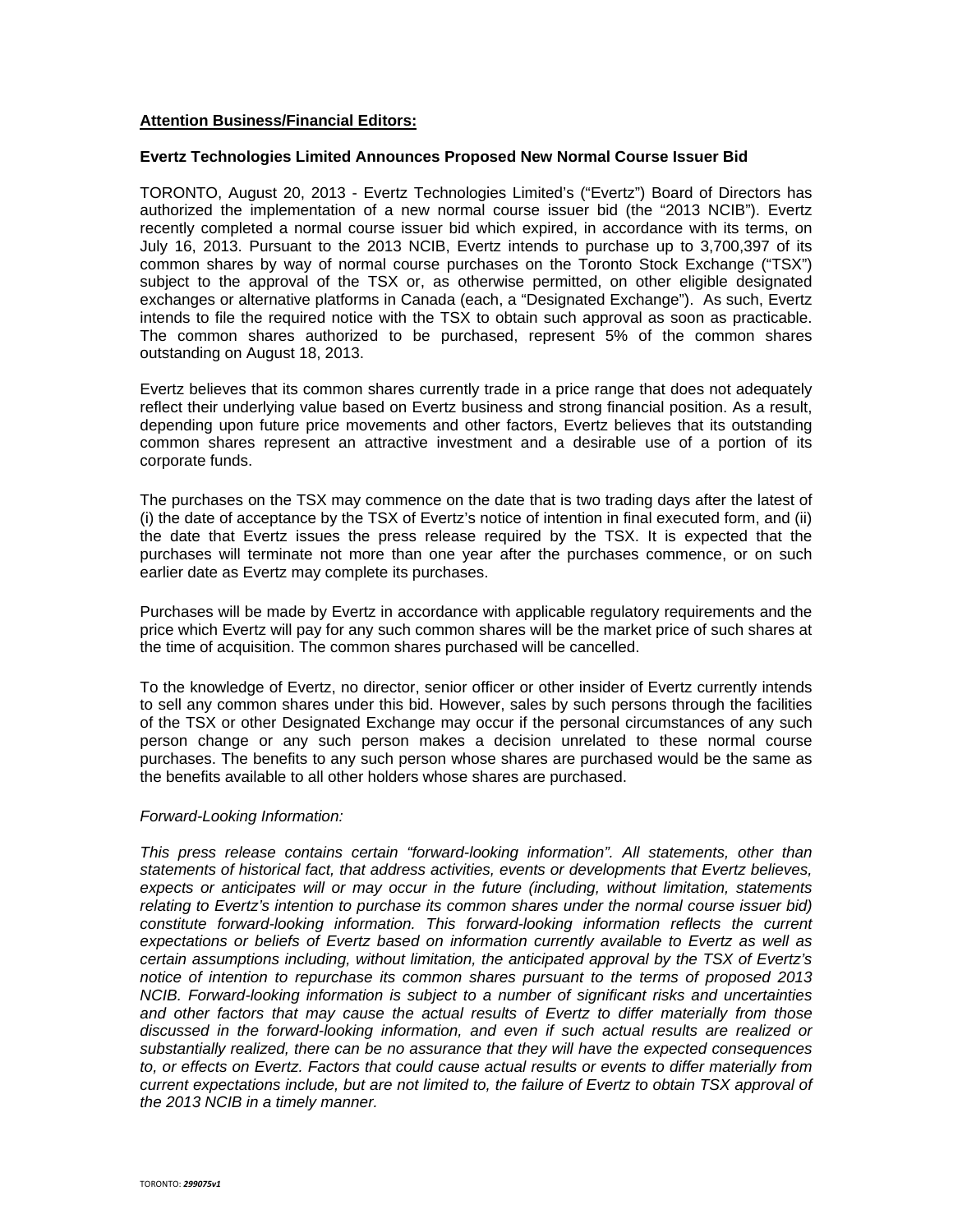**Attention Business/Financial Editors:**

**Evertz Technologies Limited Announces Proposed New Normal Course Issuer Bid**

TORONTO, August 20, 2013 - Evertz Technologies Limited's ("Evertz") Board of Directors has authorized the implementation of a new normal course issuer bid (the "2013 NCIB"). Evertz recently completed a normal course issuer bid which expired, in accordance with its terms, on July 16, 2013. Pursuant to the 2013 NCIB, Evertz intends to purchase up to 3,700,397 of its common shares by way of normal course purchases on the Toronto Stock Exchange ("TSX") subject to the approval of the TSX or, as otherwise permitted, on other eligible designated exchanges or alternative platforms in Canada (each, a "Designated Exchange"). As such, Evertz intends to file the required notice with the TSX to obtain such approval as soon as practicable. The common shares authorized to be purchased, represent 5% of the common shares outstanding on August 18, 2013.

Evertz believes that its common shares currently trade in a price range that does not adequately reflect their underlying value based on Evertz business and strong financial position. As a result, depending upon future price movements and other factors, Evertz believes that its outstanding common shares represent an attractive investment and a desirable use of a portion of its corporate funds.

The purchases on the TSX may commence on the date that is two trading days after the latest of (i) the date of acceptance by the TSX of Evertz's notice of intention in final executed form, and (ii) the date that Evertz issues the press release required by the TSX. It is expected that the purchases will terminate not more than one year after the purchases commence, or on such earlier date as Evertz may complete its purchases.

Purchases will be made by Evertz in accordance with applicable regulatory requirements and the price which Evertz will pay for any such common shares will be the market price of such shares at the time of acquisition. The common shares purchased will be cancelled.

To the knowledge of Evertz, no director, senior officer or other insider of Evertz currently intends to sell any common shares under this bid. However, sales by such persons through the facilities of the TSX or other Designated Exchange may occur if the personal circumstances of any such person change or any such person makes a decision unrelated to these normal course purchases. The benefits to any such person whose shares are purchased would be the same as the benefits available to all other holders whose shares are purchased.

*Forward-Looking Information:*

*This press release contains certain "forward-looking information". All statements, other than statements of historical fact, that address activities, events or developments that Evertz believes, expects or anticipates will or may occur in the future (including, without limitation, statements relating to Evertz's intention to purchase its common shares under the normal course issuer bid) constitute forward-looking information. This forward-looking information reflects the current expectations or beliefs of Evertz based on information currently available to Evertz as well as certain assumptions including, without limitation, the anticipated approval by the TSX of Evertz's notice of intention to repurchase its common shares pursuant to the terms of proposed 2013 NCIB. Forward-looking information is subject to a number of significant risks and uncertainties and other factors that may cause the actual results of Evertz to differ materially from those discussed in the forward-looking information, and even if such actual results are realized or substantially realized, there can be no assurance that they will have the expected consequences to, or effects on Evertz. Factors that could cause actual results or events to differ materially from current expectations include, but are not limited to, the failure of Evertz to obtain TSX approval of the 2013 NCIB in a timely manner.*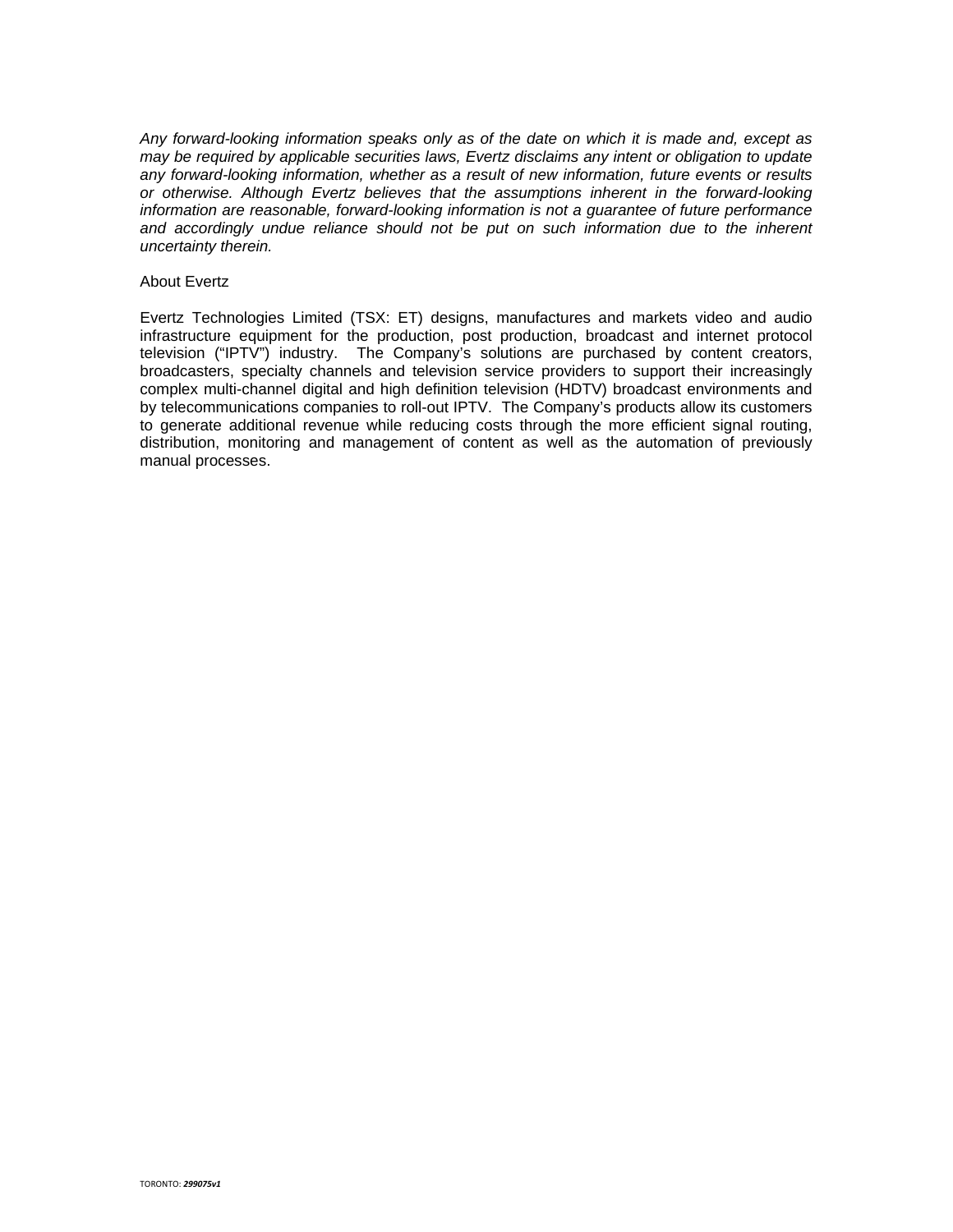*Any forward-looking information speaks only as of the date on which it is made and, except as may be required by applicable securities laws, Evertz disclaims any intent or obligation to update any forward-looking information, whether as a result of new information, future events or results or otherwise. Although Evertz believes that the assumptions inherent in the forward-looking information are reasonable, forward-looking information is not a guarantee of future performance and accordingly undue reliance should not be put on such information due to the inherent uncertainty therein.*

About Evertz

Evertz Technologies Limited (TSX: ET) designs, manufactures and markets video and audio infrastructure equipment for the production, post production, broadcast and internet protocol television ("IPTV") industry. The Company's solutions are purchased by content creators, broadcasters, specialty channels and television service providers to support their increasingly complex multi-channel digital and high definition television (HDTV) broadcast environments and by telecommunications companies to roll-out IPTV. The Company's products allow its customers to generate additional revenue while reducing costs through the more efficient signal routing, distribution, monitoring and management of content as well as the automation of previously manual processes.